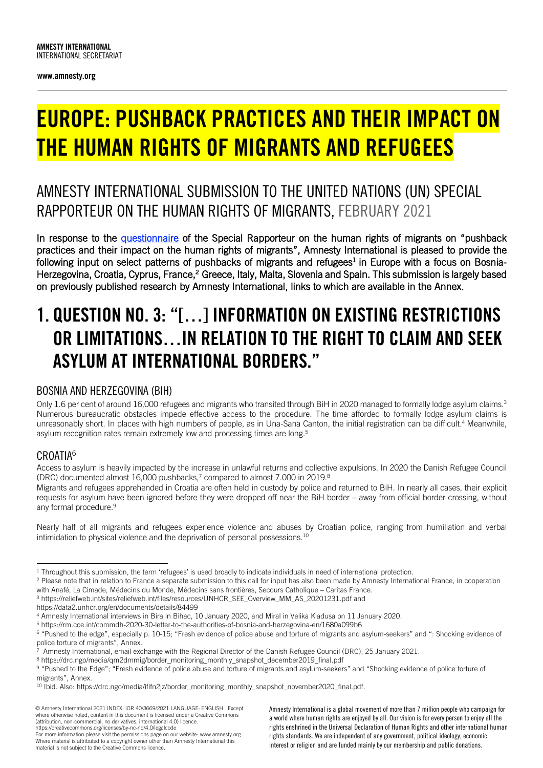**AMNESTY INTERNATIONAL**
INTERNATIONAL SECRETARIAT

**www.amnesty.org**

# EUROPE: PUSHBACK PRACTICES AND THEIR IMPACT ON THE HUMAN RIGHTS OF MIGRANTS AND REFUGEES

## AMNESTY INTERNATIONAL SUBMISSION TO THE UNITED NATIONS (UN) SPECIAL RAPPORTEUR ON THE HUMAN RIGHTS OF MIGRANTS, FEBRUARY 2021

**In response to the questionnaire of the Special Rapporteur on the human rights of migrants on "pushback practices and their impact on the human rights of migrants", Amnesty International is pleased to provide the following input on select patterns of pushbacks of migrants and refugees[1] in Europe with a focus on Bosnia-Herzegovina, Croatia, Cyprus, France,[2] Greece, Italy, Malta, Slovenia and Spain. This submission is largely based on previously published research by Amnesty International, links to which are available in the Annex.**

# 1. QUESTION NO. 3: "[…] INFORMATION ON EXISTING RESTRICTIONS OR LIMITATIONS…IN RELATION TO THE RIGHT TO CLAIM AND SEEK ASYLUM AT INTERNATIONAL BORDERS."

### BOSNIA AND HERZEGOVINA (BIH)

Only 1.6 per cent of around 16,000 refugees and migrants who transited through BiH in 2020 managed to formally lodge asylum claims.[3] Numerous bureaucratic obstacles impede effective access to the procedure. The time afforded to formally lodge asylum claims is unreasonably short. In places with high numbers of people, as in Una-Sana Canton, the initial registration can be difficult.[4] Meanwhile, asylum recognition rates remain extremely low and processing times are long.[5]

### CROATIA[6]

Access to asylum is heavily impacted by the increase in unlawful returns and collective expulsions. In 2020 the Danish Refugee Council (DRC) documented almost 16,000 pushbacks,[7] compared to almost 7.000 in 2019.[8]

Migrants and refugees apprehended in Croatia are often held in custody by police and returned to BiH. In nearly all cases, their explicit requests for asylum have been ignored before they were dropped off near the BiH border – away from official border crossing, without any formal procedure.[9]

Nearly half of all migrants and refugees experience violence and abuses by Croatian police, ranging from humiliation and verbal intimidation to physical violence and the deprivation of personal possessions.[10]

---

[1] Throughout this submission, the term 'refugees' is used broadly to indicate individuals in need of international protection.

[2] Please note that in relation to France a separate submission to this call for input has also been made by Amnesty International France, in cooperation with Anafé, La Cimade, Médecins du Monde, Médecins sans frontières, Secours Catholique – Caritas France.

[3] https://reliefweb.int/sites/reliefweb.int/files/resources/UNHCR_SEE_Overview_MM_AS_20201231.pdf and https://data2.unhcr.org/en/documents/details/84499

[4] Amnesty International interviews in Bira in Bihac, 10 January 2020, and Miral in Velika Kladusa on 11 January 2020.

[5] https://rm.coe.int/commdh-2020-30-letter-to-the-authorities-of-bosnia-and-herzegovina-en/1680a099b6

[6] "Pushed to the edge", especially p. 10-15; "Fresh evidence of police abuse and torture of migrants and asylum-seekers" and ": Shocking evidence of police torture of migrants", Annex.

[7] Amnesty International, email exchange with the Regional Director of the Danish Refugee Council (DRC), 25 January 2021.

[8] https://drc.ngo/media/qm2dmmig/border_monitoring_monthly_snapshot_december2019_final.pdf

[9] "Pushed to the Edge"; "Fresh evidence of police abuse and torture of migrants and asylum-seekers" and "Shocking evidence of police torture of migrants", Annex.

[10] Ibid. Also: https://drc.ngo/media/iflfn2jz/border_monitoring_monthly_snapshot_november2020_final.pdf.

---

© Amnesty International 2021 INDEX: IOR 40/3669/2021 LANGUAGE: ENGLISH. Except where otherwise noted, content in this document is licensed under a Creative Commons (attribution, non-commercial, no derivatives, international 4.0) licence. https://creativecommons.org/licenses/by-nc-nd/4.0/legalcode
For more information please visit the permissions page on our website: www.amnesty.org
Where material is attributed to a copyright owner other than Amnesty International this material is not subject to the Creative Commons licence.

Amnesty International is a global movement of more than 7 million people who campaign for a world where human rights are enjoyed by all. Our vision is for every person to enjoy all the rights enshrined in the Universal Declaration of Human Rights and other international human rights standards. We are independent of any government, political ideology, economic interest or religion and are funded mainly by our membership and public donations.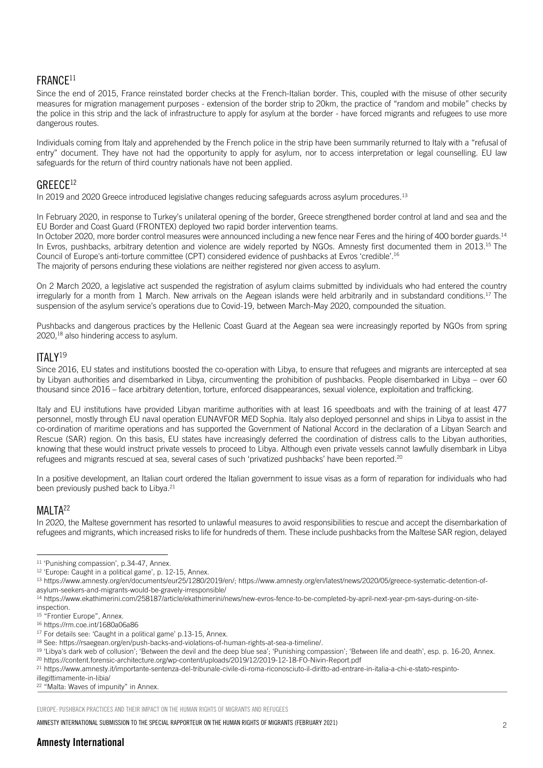## FRANCE[11]

Since the end of 2015, France reinstated border checks at the French-Italian border. This, coupled with the misuse of other security measures for migration management purposes - extension of the border strip to 20km, the practice of "random and mobile" checks by the police in this strip and the lack of infrastructure to apply for asylum at the border - have forced migrants and refugees to use more dangerous routes.

Individuals coming from Italy and apprehended by the French police in the strip have been summarily returned to Italy with a "refusal of entry" document. They have not had the opportunity to apply for asylum, nor to access interpretation or legal counselling. EU law safeguards for the return of third country nationals have not been applied.

## GREECE[12]

In 2019 and 2020 Greece introduced legislative changes reducing safeguards across asylum procedures.[13]

In February 2020, in response to Turkey's unilateral opening of the border, Greece strengthened border control at land and sea and the EU Border and Coast Guard (FRONTEX) deployed two rapid border intervention teams.

In October 2020, more border control measures were announced including a new fence near Feres and the hiring of 400 border guards.[14] In Evros, pushbacks, arbitrary detention and violence are widely reported by NGOs. Amnesty first documented them in 2013.[15] The Council of Europe's anti-torture committee (CPT) considered evidence of pushbacks at Evros 'credible'.[16]

The majority of persons enduring these violations are neither registered nor given access to asylum.

On 2 March 2020, a legislative act suspended the registration of asylum claims submitted by individuals who had entered the country irregularly for a month from 1 March. New arrivals on the Aegean islands were held arbitrarily and in substandard conditions.[17] The suspension of the asylum service's operations due to Covid-19, between March-May 2020, compounded the situation.

Pushbacks and dangerous practices by the Hellenic Coast Guard at the Aegean sea were increasingly reported by NGOs from spring 2020,[18] also hindering access to asylum.

## ITALY[19]

Since 2016, EU states and institutions boosted the co-operation with Libya, to ensure that refugees and migrants are intercepted at sea by Libyan authorities and disembarked in Libya, circumventing the prohibition of pushbacks. People disembarked in Libya – over 60 thousand since 2016 – face arbitrary detention, torture, enforced disappearances, sexual violence, exploitation and trafficking.

Italy and EU institutions have provided Libyan maritime authorities with at least 16 speedboats and with the training of at least 477 personnel, mostly through EU naval operation EUNAVFOR MED Sophia. Italy also deployed personnel and ships in Libya to assist in the co-ordination of maritime operations and has supported the Government of National Accord in the declaration of a Libyan Search and Rescue (SAR) region. On this basis, EU states have increasingly deferred the coordination of distress calls to the Libyan authorities, knowing that these would instruct private vessels to proceed to Libya. Although even private vessels cannot lawfully disembark in Libya refugees and migrants rescued at sea, several cases of such 'privatized pushbacks' have been reported.[20]

In a positive development, an Italian court ordered the Italian government to issue visas as a form of reparation for individuals who had been previously pushed back to Libya.[21]

## MALTA[22]

In 2020, the Maltese government has resorted to unlawful measures to avoid responsibilities to rescue and accept the disembarkation of refugees and migrants, which increased risks to life for hundreds of them. These include pushbacks from the Maltese SAR region, delayed

---

[11] 'Punishing compassion', p.34-47, Annex.

[12] 'Europe: Caught in a political game', p. 12-15, Annex.

[13] https://www.amnesty.org/en/documents/eur25/1280/2019/en/; https://www.amnesty.org/en/latest/news/2020/05/greece-systematic-detention-of-asylum-seekers-and-migrants-would-be-gravely-irresponsible/

[14] https://www.ekathimerini.com/258187/article/ekathimerini/news/new-evros-fence-to-be-completed-by-april-next-year-pm-says-during-on-site-inspection.

[15] "Frontier Europe", Annex.

[16] https://rm.coe.int/1680a06a86

[17] For details see: 'Caught in a political game' p.13-15, Annex.

[18] See: https://rsaegean.org/en/push-backs-and-violations-of-human-rights-at-sea-a-timeline/.

[19] 'Libya's dark web of collusion'; 'Between the devil and the deep blue sea'; 'Punishing compassion'; 'Between life and death', esp. p. 16-20, Annex.

[20] https://content.forensic-architecture.org/wp-content/uploads/2019/12/2019-12-18-FO-Nivin-Report.pdf

[21] https://www.amnesty.it/importante-sentenza-del-tribunale-civile-di-roma-riconosciuto-il-diritto-ad-entrare-in-italia-a-chi-e-stato-respinto-illegittimamente-in-libia/

[22] "Malta: Waves of impunity" in Annex.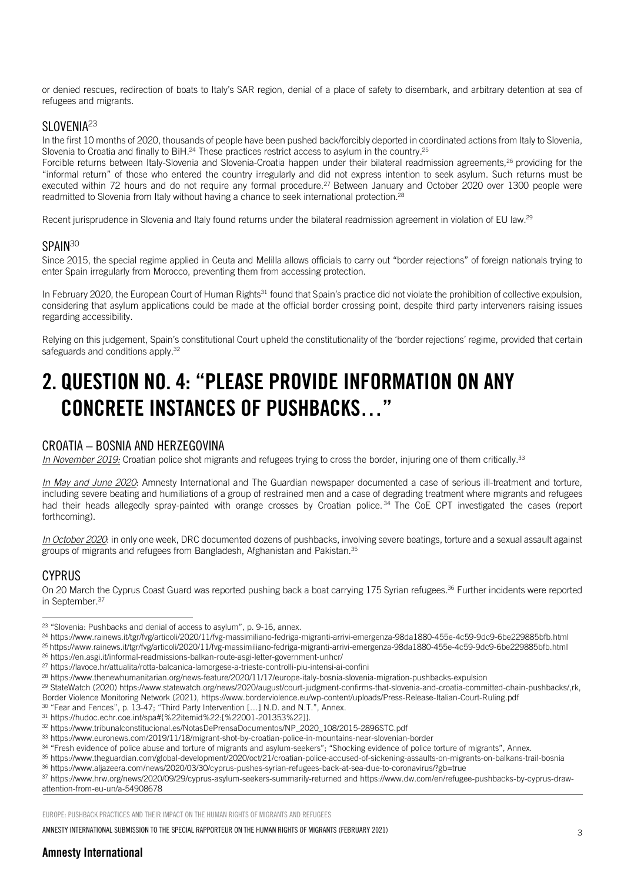or denied rescues, redirection of boats to Italy's SAR region, denial of a place of safety to disembark, and arbitrary detention at sea of refugees and migrants.

### SLOVENIA[23]

In the first 10 months of 2020, thousands of people have been pushed back/forcibly deported in coordinated actions from Italy to Slovenia, Slovenia to Croatia and finally to BiH.[24] These practices restrict access to asylum in the country.[25]

Forcible returns between Italy-Slovenia and Slovenia-Croatia happen under their bilateral readmission agreements,[26] providing for the "informal return" of those who entered the country irregularly and did not express intention to seek asylum. Such returns must be executed within 72 hours and do not require any formal procedure.[27] Between January and October 2020 over 1300 people were readmitted to Slovenia from Italy without having a chance to seek international protection.[28]

Recent jurisprudence in Slovenia and Italy found returns under the bilateral readmission agreement in violation of EU law.[29]

### SPAIN[30]

Since 2015, the special regime applied in Ceuta and Melilla allows officials to carry out "border rejections" of foreign nationals trying to enter Spain irregularly from Morocco, preventing them from accessing protection.

In February 2020, the European Court of Human Rights[31] found that Spain's practice did not violate the prohibition of collective expulsion, considering that asylum applications could be made at the official border crossing point, despite third party interveners raising issues regarding accessibility.

Relying on this judgement, Spain's constitutional Court upheld the constitutionality of the 'border rejections' regime, provided that certain safeguards and conditions apply.[32]

# 2. QUESTION NO. 4: "PLEASE PROVIDE INFORMATION ON ANY CONCRETE INSTANCES OF PUSHBACKS…"

### CROATIA – BOSNIA AND HERZEGOVINA

*In November 2019:* Croatian police shot migrants and refugees trying to cross the border, injuring one of them critically.[33]

*In May and June 2020*: Amnesty International and The Guardian newspaper documented a case of serious ill-treatment and torture, including severe beating and humiliations of a group of restrained men and a case of degrading treatment where migrants and refugees had their heads allegedly spray-painted with orange crosses by Croatian police.[34] The CoE CPT investigated the cases (report forthcoming).

*In October 2020*: in only one week, DRC documented dozens of pushbacks, involving severe beatings, torture and a sexual assault against groups of migrants and refugees from Bangladesh, Afghanistan and Pakistan.[35]

### CYPRUS

On 20 March the Cyprus Coast Guard was reported pushing back a boat carrying 175 Syrian refugees.[36] Further incidents were reported in September.[37]

---

[23] "Slovenia: Pushbacks and denial of access to asylum", p. 9-16, annex.

[24] https://www.rainews.it/tgr/fvg/articoli/2020/11/fvg-massimiliano-fedriga-migranti-arrivi-emergenza-98da1880-455e-4c59-9dc9-6be229885bfb.html

[25] https://www.rainews.it/tgr/fvg/articoli/2020/11/fvg-massimiliano-fedriga-migranti-arrivi-emergenza-98da1880-455e-4c59-9dc9-6be229885bfb.html

[26] https://en.asgi.it/informal-readmissions-balkan-route-asgi-letter-government-unhcr/

[27] https://lavoce.hr/attualita/rotta-balcanica-lamorgese-a-trieste-controlli-piu-intensi-ai-confini

[28] https://www.thenewhumanitarian.org/news-feature/2020/11/17/europe-italy-bosnia-slovenia-migration-pushbacks-expulsion

[29] StateWatch (2020) https://www.statewatch.org/news/2020/august/court-judgment-confirms-that-slovenia-and-croatia-committed-chain-pushbacks/,rk, Border Violence Monitoring Network (2021), https://www.borderviolence.eu/wp-content/uploads/Press-Release-Italian-Court-Ruling.pdf

[30] "Fear and Fences", p. 13-47; "Third Party Intervention […] N.D. and N.T.", Annex.

[31] https://hudoc.echr.coe.int/spa#{%22itemid%22:[%22001-201353%22]}.

[32] https://www.tribunalconstitucional.es/NotasDePrensaDocumentos/NP_2020_108/2015-2896STC.pdf

[33] https://www.euronews.com/2019/11/18/migrant-shot-by-croatian-police-in-mountains-near-slovenian-border

[34] "Fresh evidence of police abuse and torture of migrants and asylum-seekers"; "Shocking evidence of police torture of migrants", Annex.

[35] https://www.theguardian.com/global-development/2020/oct/21/croatian-police-accused-of-sickening-assaults-on-migrants-on-balkans-trail-bosnia

[36] https://www.aljazeera.com/news/2020/03/30/cyprus-pushes-syrian-refugees-back-at-sea-due-to-coronavirus/?gb=true

[37] https://www.hrw.org/news/2020/09/29/cyprus-asylum-seekers-summarily-returned and https://www.dw.com/en/refugee-pushbacks-by-cyprus-draw-attention-from-eu-un/a-54908678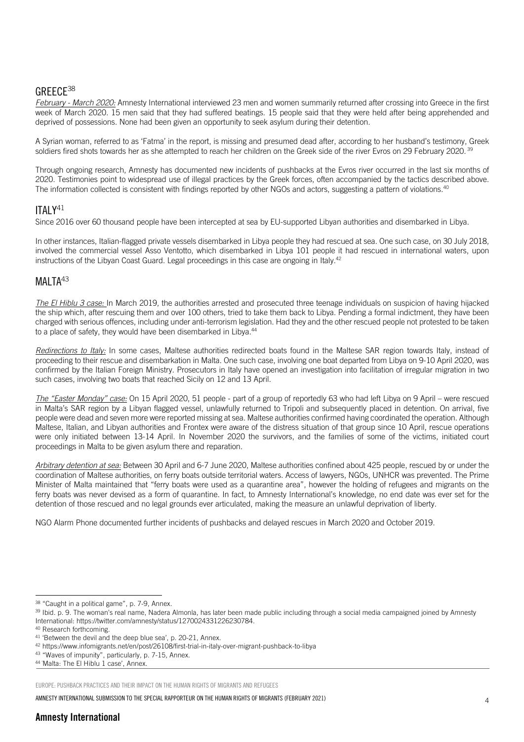## GREECE[38]

*February - March 2020:* Amnesty International interviewed 23 men and women summarily returned after crossing into Greece in the first week of March 2020. 15 men said that they had suffered beatings. 15 people said that they were held after being apprehended and deprived of possessions. None had been given an opportunity to seek asylum during their detention.

A Syrian woman, referred to as 'Fatma' in the report, is missing and presumed dead after, according to her husband's testimony, Greek soldiers fired shots towards her as she attempted to reach her children on the Greek side of the river Evros on 29 February 2020.[39]

Through ongoing research, Amnesty has documented new incidents of pushbacks at the Evros river occurred in the last six months of 2020. Testimonies point to widespread use of illegal practices by the Greek forces, often accompanied by the tactics described above. The information collected is consistent with findings reported by other NGOs and actors, suggesting a pattern of violations.[40]

## ITALY[41]

Since 2016 over 60 thousand people have been intercepted at sea by EU-supported Libyan authorities and disembarked in Libya.

In other instances, Italian-flagged private vessels disembarked in Libya people they had rescued at sea. One such case, on 30 July 2018, involved the commercial vessel Asso Ventotto, which disembarked in Libya 101 people it had rescued in international waters, upon instructions of the Libyan Coast Guard. Legal proceedings in this case are ongoing in Italy.[42]

## MALTA[43]

*The El Hiblu 3 case:* In March 2019, the authorities arrested and prosecuted three teenage individuals on suspicion of having hijacked the ship which, after rescuing them and over 100 others, tried to take them back to Libya. Pending a formal indictment, they have been charged with serious offences, including under anti-terrorism legislation. Had they and the other rescued people not protested to be taken to a place of safety, they would have been disembarked in Libya.[44]

*Redirections to Italy:* In some cases, Maltese authorities redirected boats found in the Maltese SAR region towards Italy, instead of proceeding to their rescue and disembarkation in Malta. One such case, involving one boat departed from Libya on 9-10 April 2020, was confirmed by the Italian Foreign Ministry. Prosecutors in Italy have opened an investigation into facilitation of irregular migration in two such cases, involving two boats that reached Sicily on 12 and 13 April.

*The "Easter Monday" case:* On 15 April 2020, 51 people - part of a group of reportedly 63 who had left Libya on 9 April – were rescued in Malta's SAR region by a Libyan flagged vessel, unlawfully returned to Tripoli and subsequently placed in detention. On arrival, five people were dead and seven more were reported missing at sea. Maltese authorities confirmed having coordinated the operation. Although Maltese, Italian, and Libyan authorities and Frontex were aware of the distress situation of that group since 10 April, rescue operations were only initiated between 13-14 April. In November 2020 the survivors, and the families of some of the victims, initiated court proceedings in Malta to be given asylum there and reparation.

*Arbitrary detention at sea:* Between 30 April and 6-7 June 2020, Maltese authorities confined about 425 people, rescued by or under the coordination of Maltese authorities, on ferry boats outside territorial waters. Access of lawyers, NGOs, UNHCR was prevented. The Prime Minister of Malta maintained that "ferry boats were used as a quarantine area", however the holding of refugees and migrants on the ferry boats was never devised as a form of quarantine. In fact, to Amnesty International's knowledge, no end date was ever set for the detention of those rescued and no legal grounds ever articulated, making the measure an unlawful deprivation of liberty.

NGO Alarm Phone documented further incidents of pushbacks and delayed rescues in March 2020 and October 2019.

---

[38] "Caught in a political game", p. 7-9, Annex.

[39] Ibid. p. 9. The woman's real name, Nadera Almonla, has later been made public including through a social media campaigned joined by Amnesty International: https://twitter.com/amnesty/status/1270024331226230784.

[40] Research forthcoming.

[41] 'Between the devil and the deep blue sea', p. 20-21, Annex.

[42] https://www.infomigrants.net/en/post/26108/first-trial-in-italy-over-migrant-pushback-to-libya

[43] "Waves of impunity", particularly, p. 7-15, Annex.

[44] 'Malta: The El Hiblu 1 case', Annex.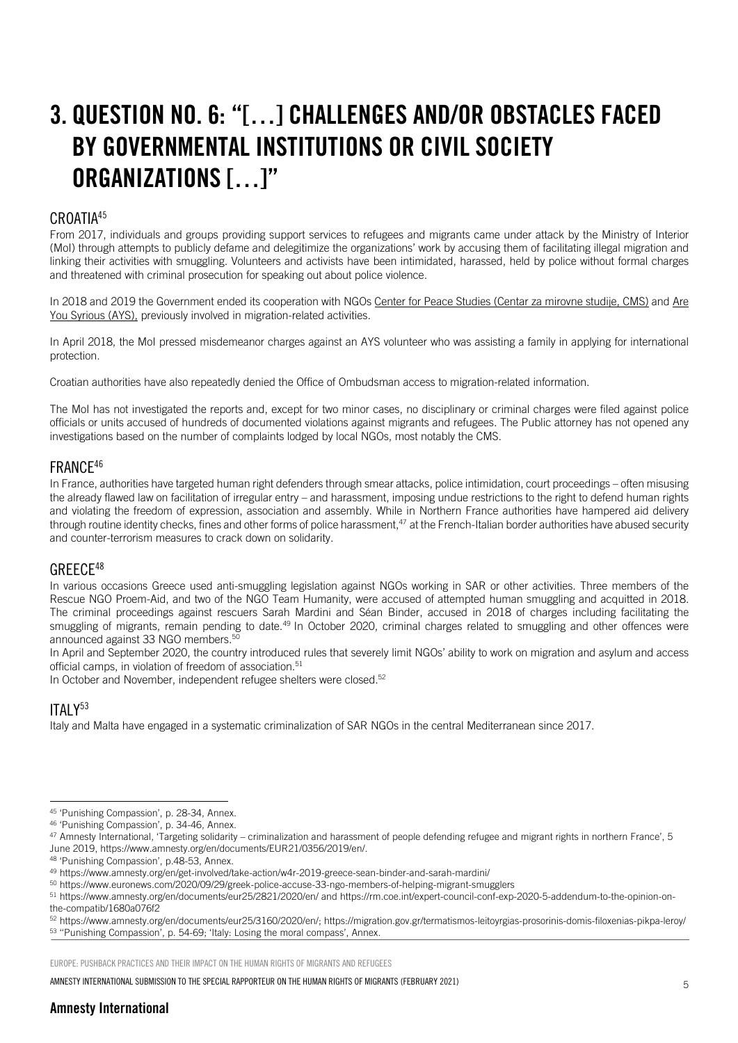# 3. QUESTION NO. 6: "[…] CHALLENGES AND/OR OBSTACLES FACED BY GOVERNMENTAL INSTITUTIONS OR CIVIL SOCIETY ORGANIZATIONS […]"

## CROATIA[45]

From 2017, individuals and groups providing support services to refugees and migrants came under attack by the Ministry of Interior (MoI) through attempts to publicly defame and delegitimize the organizations' work by accusing them of facilitating illegal migration and linking their activities with smuggling. Volunteers and activists have been intimidated, harassed, held by police without formal charges and threatened with criminal prosecution for speaking out about police violence.

In 2018 and 2019 the Government ended its cooperation with NGOs Center for Peace Studies (Centar za mirovne studije, CMS) and Are You Syrious (AYS), previously involved in migration-related activities.

In April 2018, the MoI pressed misdemeanor charges against an AYS volunteer who was assisting a family in applying for international protection.

Croatian authorities have also repeatedly denied the Office of Ombudsman access to migration-related information.

The MoI has not investigated the reports and, except for two minor cases, no disciplinary or criminal charges were filed against police officials or units accused of hundreds of documented violations against migrants and refugees. The Public attorney has not opened any investigations based on the number of complaints lodged by local NGOs, most notably the CMS.

## FRANCE[46]

In France, authorities have targeted human right defenders through smear attacks, police intimidation, court proceedings – often misusing the already flawed law on facilitation of irregular entry – and harassment, imposing undue restrictions to the right to defend human rights and violating the freedom of expression, association and assembly. While in Northern France authorities have hampered aid delivery through routine identity checks, fines and other forms of police harassment,[47] at the French-Italian border authorities have abused security and counter-terrorism measures to crack down on solidarity.

## GREECE[48]

In various occasions Greece used anti-smuggling legislation against NGOs working in SAR or other activities. Three members of the Rescue NGO Proem-Aid, and two of the NGO Team Humanity, were accused of attempted human smuggling and acquitted in 2018. The criminal proceedings against rescuers Sarah Mardini and Séan Binder, accused in 2018 of charges including facilitating the smuggling of migrants, remain pending to date.[49] In October 2020, criminal charges related to smuggling and other offences were announced against 33 NGO members.[50]

In April and September 2020, the country introduced rules that severely limit NGOs' ability to work on migration and asylum and access official camps, in violation of freedom of association.[51]

In October and November, independent refugee shelters were closed.[52]

## ITALY[53]

Italy and Malta have engaged in a systematic criminalization of SAR NGOs in the central Mediterranean since 2017.

---

[45] 'Punishing Compassion', p. 28-34, Annex.

[46] 'Punishing Compassion', p. 34-46, Annex.

[47] Amnesty International, 'Targeting solidarity – criminalization and harassment of people defending refugee and migrant rights in northern France', 5 June 2019, https://www.amnesty.org/en/documents/EUR21/0356/2019/en/.

[48] 'Punishing Compassion', p.48-53, Annex.

[49] https://www.amnesty.org/en/get-involved/take-action/w4r-2019-greece-sean-binder-and-sarah-mardini/

[50] https://www.euronews.com/2020/09/29/greek-police-accuse-33-ngo-members-of-helping-migrant-smugglers

[51] https://www.amnesty.org/en/documents/eur25/2821/2020/en/ and https://rm.coe.int/expert-council-conf-exp-2020-5-addendum-to-the-opinion-on-the-compatib/1680a076f2

[52] https://www.amnesty.org/en/documents/eur25/3160/2020/en/; https://migration.gov.gr/termatismos-leitoyrgias-prosorinis-domis-filoxenias-pikpa-leroy/

[53] "Punishing Compassion', p. 54-69; 'Italy: Losing the moral compass', Annex.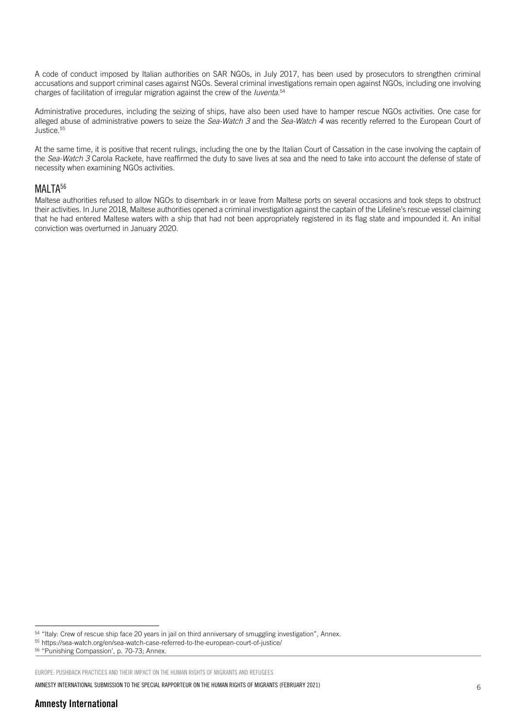A code of conduct imposed by Italian authorities on SAR NGOs, in July 2017, has been used by prosecutors to strengthen criminal accusations and support criminal cases against NGOs. Several criminal investigations remain open against NGOs, including one involving charges of facilitation of irregular migration against the crew of the *Iuventa*.[54]

Administrative procedures, including the seizing of ships, have also been used have to hamper rescue NGOs activities. One case for alleged abuse of administrative powers to seize the *Sea-Watch 3* and the *Sea-Watch 4* was recently referred to the European Court of Justice.[55]

At the same time, it is positive that recent rulings, including the one by the Italian Court of Cassation in the case involving the captain of the *Sea-Watch 3* Carola Rackete, have reaffirmed the duty to save lives at sea and the need to take into account the defense of state of necessity when examining NGOs activities.

## MALTA[56]

Maltese authorities refused to allow NGOs to disembark in or leave from Maltese ports on several occasions and took steps to obstruct their activities. In June 2018, Maltese authorities opened a criminal investigation against the captain of the Lifeline's rescue vessel claiming that he had entered Maltese waters with a ship that had not been appropriately registered in its flag state and impounded it. An initial conviction was overturned in January 2020.

---

[54] "Italy: Crew of rescue ship face 20 years in jail on third anniversary of smuggling investigation", Annex.

[55] https://sea-watch.org/en/sea-watch-case-referred-to-the-european-court-of-justice/

[56] "Punishing Compassion', p. 70-73; Annex.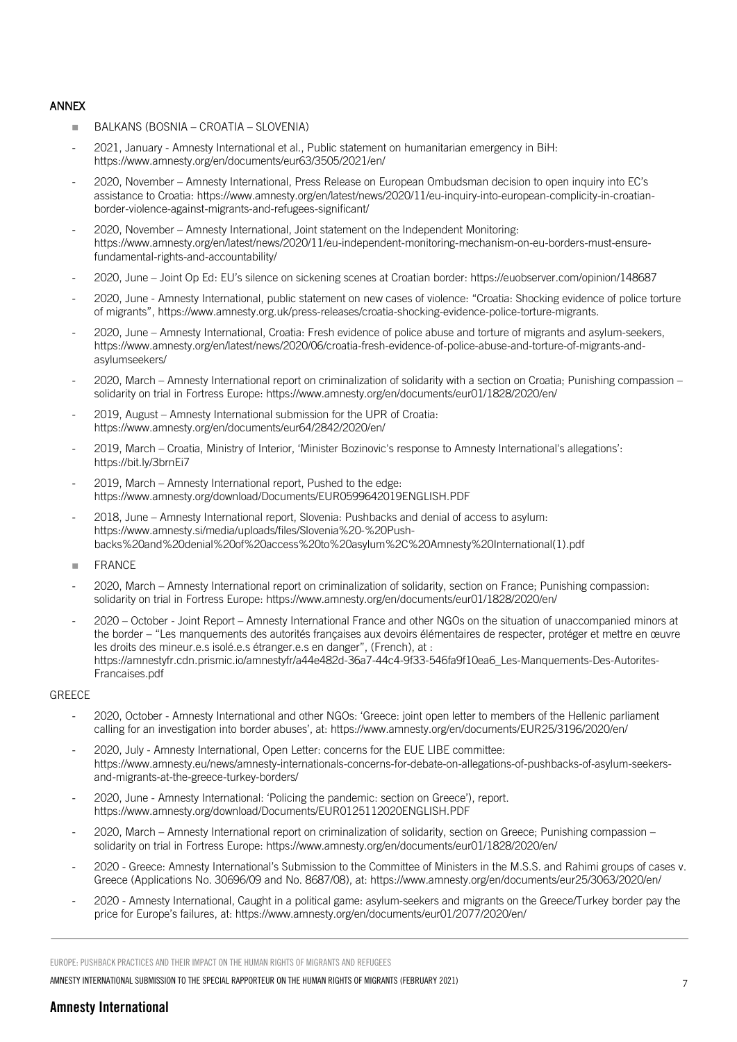## ANNEX

- BALKANS (BOSNIA – CROATIA – SLOVENIA)

- 2021, January - Amnesty International et al., Public statement on humanitarian emergency in BiH: https://www.amnesty.org/en/documents/eur63/3505/2021/en/
- 2020, November – Amnesty International, Press Release on European Ombudsman decision to open inquiry into EC's assistance to Croatia: https://www.amnesty.org/en/latest/news/2020/11/eu-inquiry-into-european-complicity-in-croatian-border-violence-against-migrants-and-refugees-significant/
- 2020, November – Amnesty International, Joint statement on the Independent Monitoring: https://www.amnesty.org/en/latest/news/2020/11/eu-independent-monitoring-mechanism-on-eu-borders-must-ensure-fundamental-rights-and-accountability/
- 2020, June – Joint Op Ed: EU's silence on sickening scenes at Croatian border: https://euobserver.com/opinion/148687
- 2020, June - Amnesty International, public statement on new cases of violence: "Croatia: Shocking evidence of police torture of migrants", https://www.amnesty.org.uk/press-releases/croatia-shocking-evidence-police-torture-migrants.
- 2020, June – Amnesty International, Croatia: Fresh evidence of police abuse and torture of migrants and asylum-seekers, https://www.amnesty.org/en/latest/news/2020/06/croatia-fresh-evidence-of-police-abuse-and-torture-of-migrants-and-asylumseekers/
- 2020, March – Amnesty International report on criminalization of solidarity with a section on Croatia; Punishing compassion – solidarity on trial in Fortress Europe: https://www.amnesty.org/en/documents/eur01/1828/2020/en/
- 2019, August – Amnesty International submission for the UPR of Croatia: https://www.amnesty.org/en/documents/eur64/2842/2020/en/
- 2019, March – Croatia, Ministry of Interior, 'Minister Bozinovic's response to Amnesty International's allegations': https://bit.ly/3brnEi7
- 2019, March – Amnesty International report, Pushed to the edge: https://www.amnesty.org/download/Documents/EUR0599642019ENGLISH.PDF
- 2018, June – Amnesty International report, Slovenia: Pushbacks and denial of access to asylum: https://www.amnesty.si/media/uploads/files/Slovenia%20-%20Push-backs%20and%20denial%20of%20access%20to%20asylum%2C%20Amnesty%20International(1).pdf

- FRANCE

- 2020, March – Amnesty International report on criminalization of solidarity, section on France; Punishing compassion: solidarity on trial in Fortress Europe: https://www.amnesty.org/en/documents/eur01/1828/2020/en/
- 2020 – October - Joint Report – Amnesty International France and other NGOs on the situation of unaccompanied minors at the border – "Les manquements des autorités françaises aux devoirs élémentaires de respecter, protéger et mettre en œuvre les droits des mineur.e.s isolé.e.s étranger.e.s en danger", (French), at : https://amnestyfr.cdn.prismic.io/amnestyfr/a44e482d-36a7-44c4-9f33-546fa9f10ea6_Les-Manquements-Des-Autorites-Francaises.pdf

GREECE

- 2020, October - Amnesty International and other NGOs: 'Greece: joint open letter to members of the Hellenic parliament calling for an investigation into border abuses', at: https://www.amnesty.org/en/documents/EUR25/3196/2020/en/
- 2020, July - Amnesty International, Open Letter: concerns for the EUE LIBE committee: https://www.amnesty.eu/news/amnesty-internationals-concerns-for-debate-on-allegations-of-pushbacks-of-asylum-seekers-and-migrants-at-the-greece-turkey-borders/
- 2020, June - Amnesty International: 'Policing the pandemic: section on Greece'), report. https://www.amnesty.org/download/Documents/EUR0125112020ENGLISH.PDF
- 2020, March – Amnesty International report on criminalization of solidarity, section on Greece; Punishing compassion – solidarity on trial in Fortress Europe: https://www.amnesty.org/en/documents/eur01/1828/2020/en/
- 2020 - Greece: Amnesty International's Submission to the Committee of Ministers in the M.S.S. and Rahimi groups of cases v. Greece (Applications No. 30696/09 and No. 8687/08), at: https://www.amnesty.org/en/documents/eur25/3063/2020/en/
- 2020 - Amnesty International, Caught in a political game: asylum-seekers and migrants on the Greece/Turkey border pay the price for Europe's failures, at: https://www.amnesty.org/en/documents/eur01/2077/2020/en/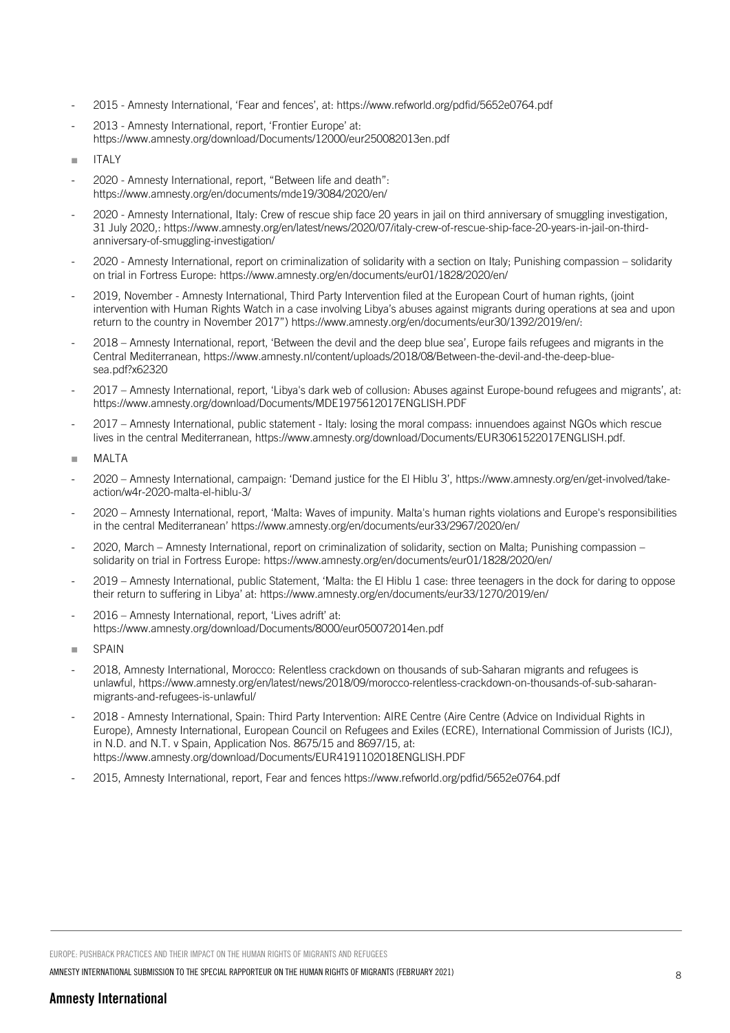- 2015 - Amnesty International, 'Fear and fences', at: https://www.refworld.org/pdfid/5652e0764.pdf
- 2013 - Amnesty International, report, 'Frontier Europe' at: https://www.amnesty.org/download/Documents/12000/eur250082013en.pdf

■ ITALY

- 2020 - Amnesty International, report, "Between life and death": https://www.amnesty.org/en/documents/mde19/3084/2020/en/
- 2020 - Amnesty International, Italy: Crew of rescue ship face 20 years in jail on third anniversary of smuggling investigation, 31 July 2020,: https://www.amnesty.org/en/latest/news/2020/07/italy-crew-of-rescue-ship-face-20-years-in-jail-on-third-anniversary-of-smuggling-investigation/
- 2020 - Amnesty International, report on criminalization of solidarity with a section on Italy; Punishing compassion – solidarity on trial in Fortress Europe: https://www.amnesty.org/en/documents/eur01/1828/2020/en/
- 2019, November - Amnesty International, Third Party Intervention filed at the European Court of human rights, (joint intervention with Human Rights Watch in a case involving Libya's abuses against migrants during operations at sea and upon return to the country in November 2017") https://www.amnesty.org/en/documents/eur30/1392/2019/en/:
- 2018 – Amnesty International, report, 'Between the devil and the deep blue sea', Europe fails refugees and migrants in the Central Mediterranean, https://www.amnesty.nl/content/uploads/2018/08/Between-the-devil-and-the-deep-blue-sea.pdf?x62320
- 2017 – Amnesty International, report, 'Libya's dark web of collusion: Abuses against Europe-bound refugees and migrants', at: https://www.amnesty.org/download/Documents/MDE1975612017ENGLISH.PDF
- 2017 – Amnesty International, public statement - Italy: losing the moral compass: innuendoes against NGOs which rescue lives in the central Mediterranean, https://www.amnesty.org/download/Documents/EUR3061522017ENGLISH.pdf.

■ MALTA

- 2020 – Amnesty International, campaign: 'Demand justice for the El Hiblu 3', https://www.amnesty.org/en/get-involved/take-action/w4r-2020-malta-el-hiblu-3/
- 2020 – Amnesty International, report, 'Malta: Waves of impunity. Malta's human rights violations and Europe's responsibilities in the central Mediterranean' https://www.amnesty.org/en/documents/eur33/2967/2020/en/
- 2020, March – Amnesty International, report on criminalization of solidarity, section on Malta; Punishing compassion – solidarity on trial in Fortress Europe: https://www.amnesty.org/en/documents/eur01/1828/2020/en/
- 2019 – Amnesty International, public Statement, 'Malta: the El Hiblu 1 case: three teenagers in the dock for daring to oppose their return to suffering in Libya' at: https://www.amnesty.org/en/documents/eur33/1270/2019/en/
- 2016 – Amnesty International, report, 'Lives adrift' at: https://www.amnesty.org/download/Documents/8000/eur050072014en.pdf

■ SPAIN

- 2018, Amnesty International, Morocco: Relentless crackdown on thousands of sub-Saharan migrants and refugees is unlawful, https://www.amnesty.org/en/latest/news/2018/09/morocco-relentless-crackdown-on-thousands-of-sub-saharan-migrants-and-refugees-is-unlawful/
- 2018 - Amnesty International, Spain: Third Party Intervention: AIRE Centre (Aire Centre (Advice on Individual Rights in Europe), Amnesty International, European Council on Refugees and Exiles (ECRE), International Commission of Jurists (ICJ), in N.D. and N.T. v Spain, Application Nos. 8675/15 and 8697/15, at: https://www.amnesty.org/download/Documents/EUR4191102018ENGLISH.PDF
- 2015, Amnesty International, report, Fear and fences https://www.refworld.org/pdfid/5652e0764.pdf